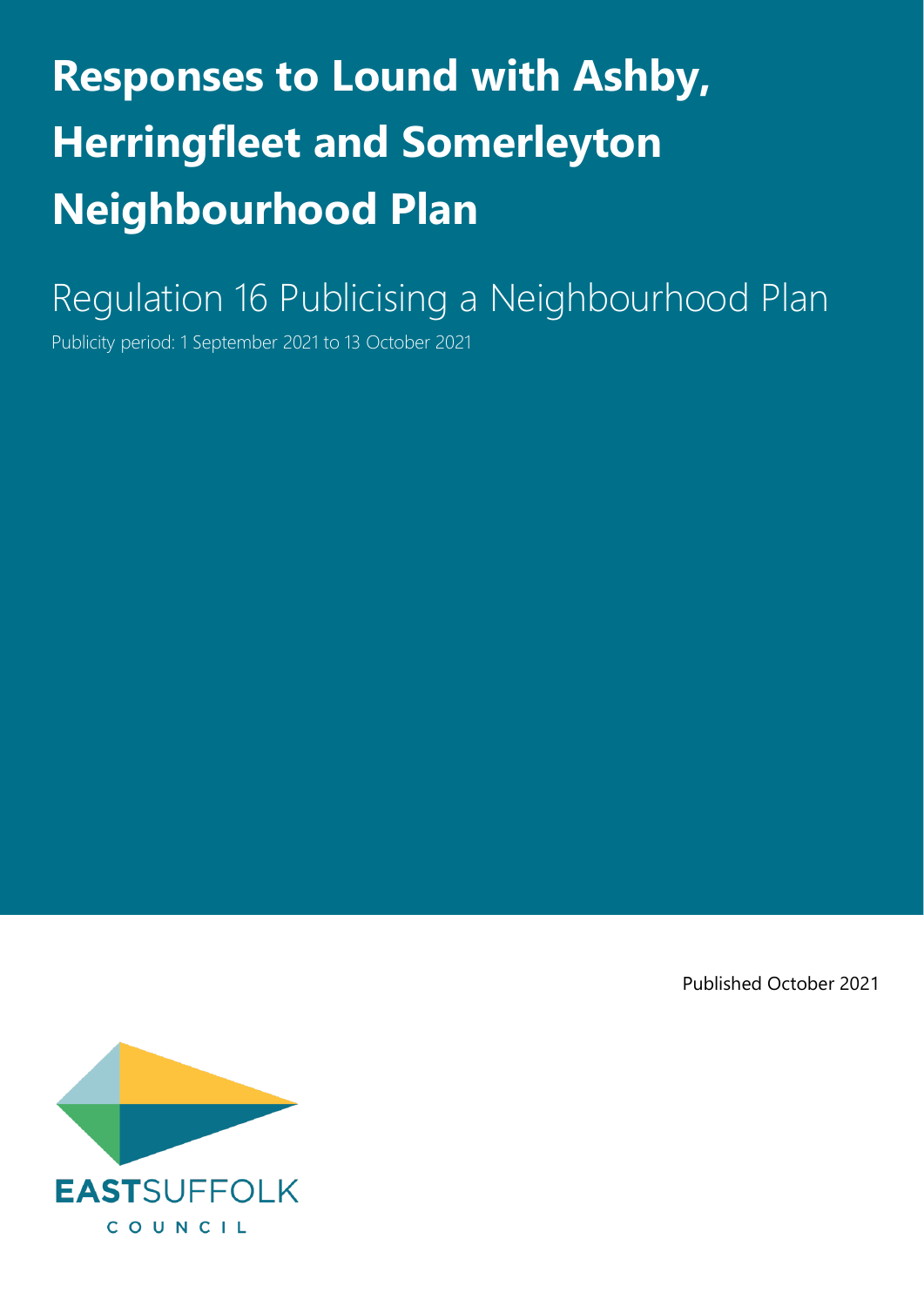# Responses to Lound with Ashby, Herringfleet and Somerleyton Neighbourhood Plan

## Regulation 16 Publicising a Neighbourhood Plan

Publicity period: 1 September 2021 to 13 October 2021

Published October 2021

EASTSUFFOLK COUNCIL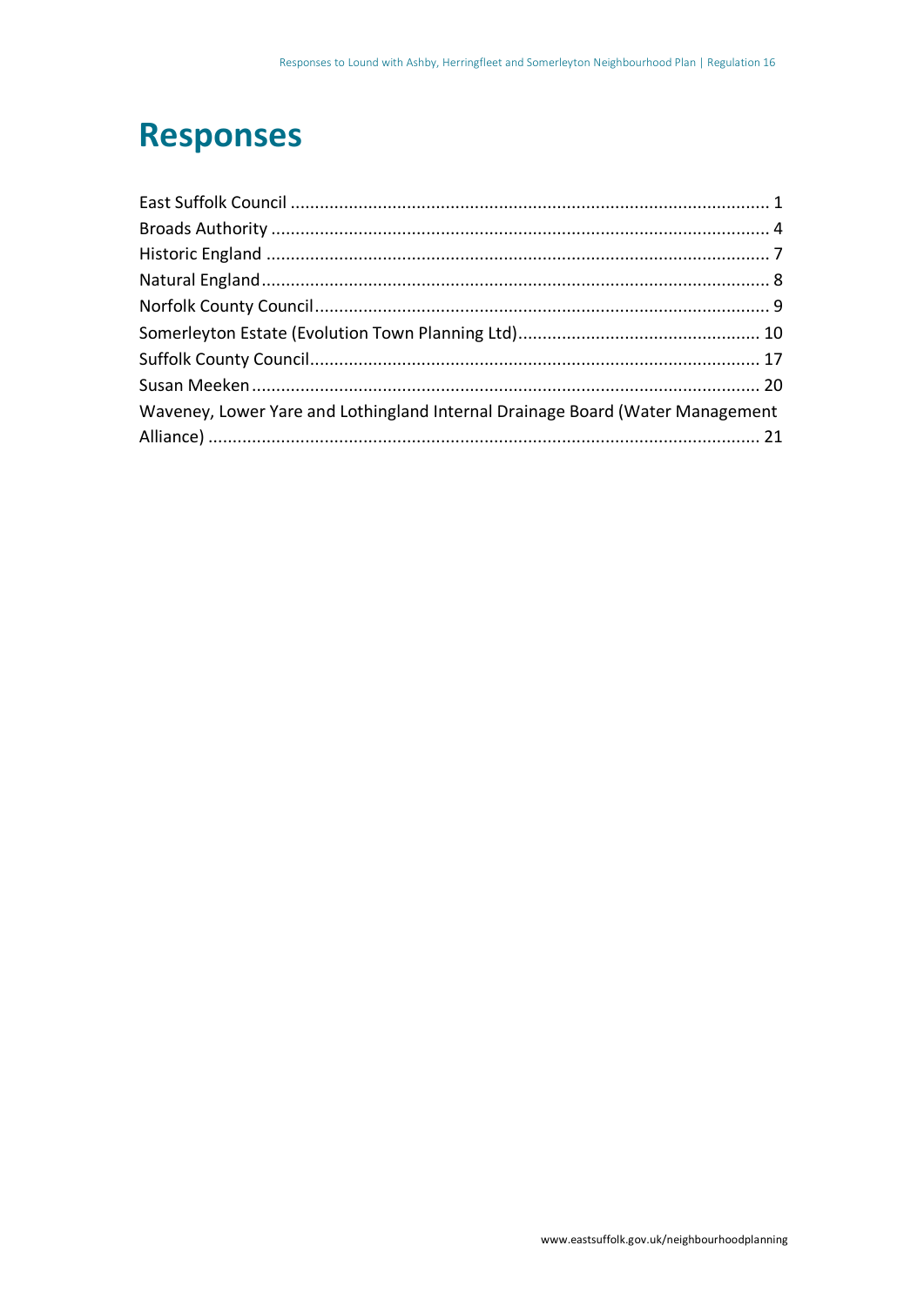# Responses

East Suffolk Council ........................................................................................................ 1
Broads Authority ............................................................................................................. 4
Historic England .............................................................................................................. 7
Natural England ............................................................................................................... 8
Norfolk County Council .................................................................................................... 9
Somerleyton Estate (Evolution Town Planning Ltd) ......................................................... 10
Suffolk County Council .................................................................................................... 17
Susan Meeken ................................................................................................................. 20
Waveney, Lower Yare and Lothingland Internal Drainage Board (Water Management Alliance) ......................................................................................................................... 21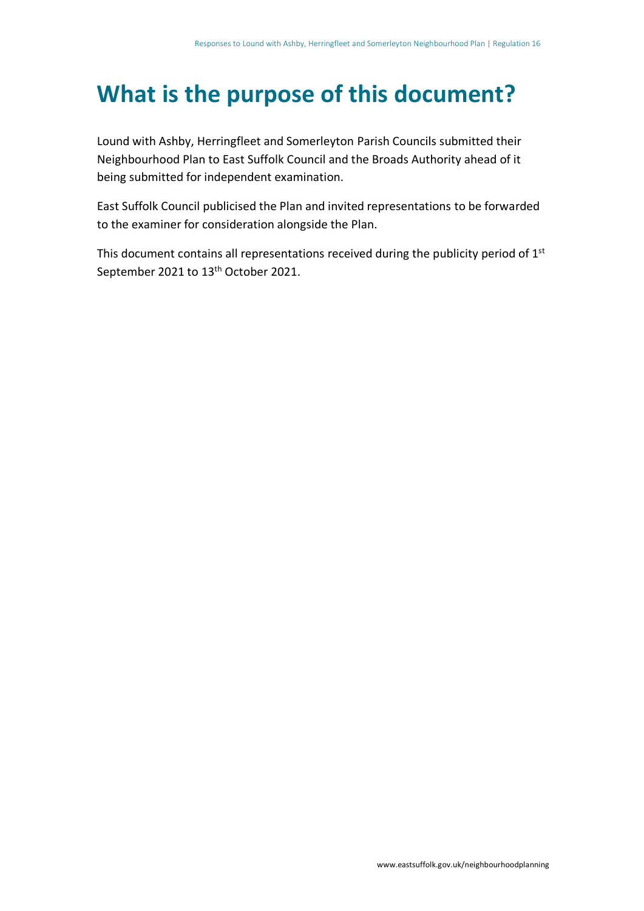# What is the purpose of this document?

Lound with Ashby, Herringfleet and Somerleyton Parish Councils submitted their Neighbourhood Plan to East Suffolk Council and the Broads Authority ahead of it being submitted for independent examination.

East Suffolk Council publicised the Plan and invited representations to be forwarded to the examiner for consideration alongside the Plan.

This document contains all representations received during the publicity period of 1st September 2021 to 13th October 2021.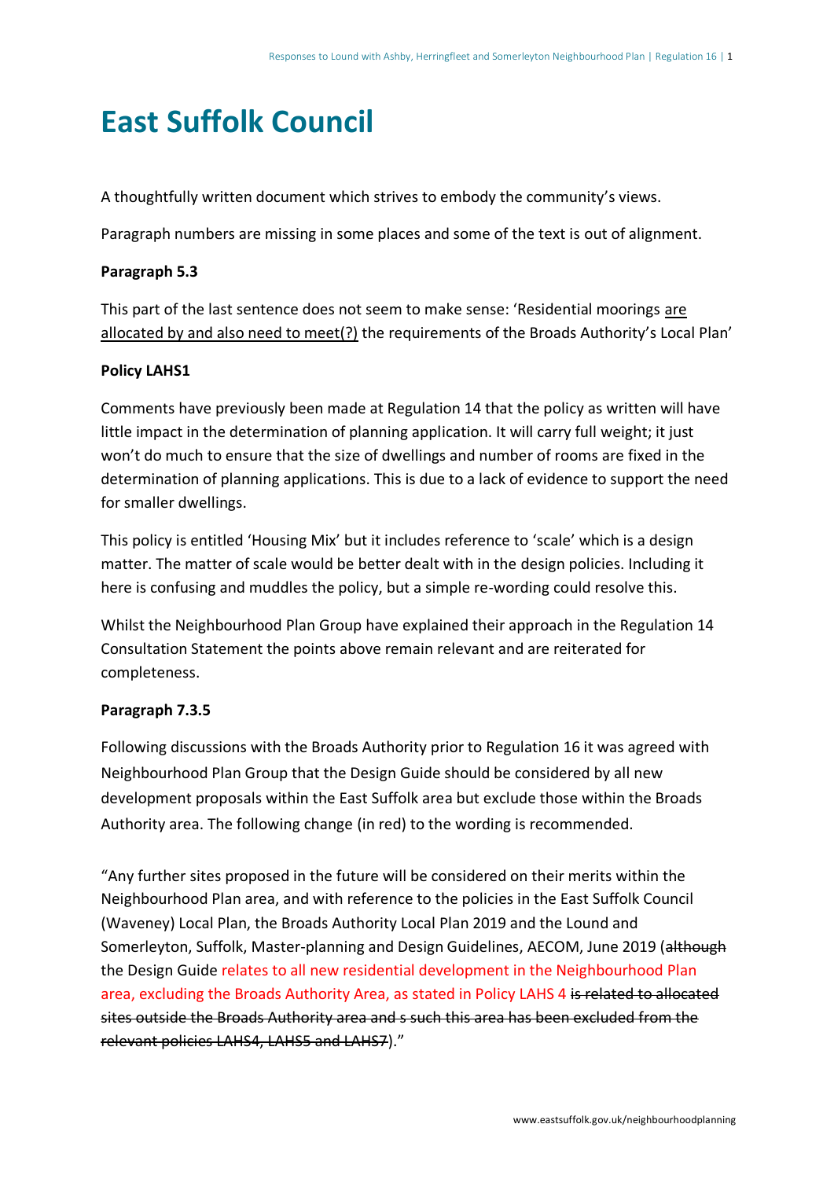# East Suffolk Council

A thoughtfully written document which strives to embody the community's views.

Paragraph numbers are missing in some places and some of the text is out of alignment.

**Paragraph 5.3**

This part of the last sentence does not seem to make sense: 'Residential moorings <u>are allocated by and also need to meet(?)</u> the requirements of the Broads Authority's Local Plan'

**Policy LAHS1**

Comments have previously been made at Regulation 14 that the policy as written will have little impact in the determination of planning application. It will carry full weight; it just won't do much to ensure that the size of dwellings and number of rooms are fixed in the determination of planning applications. This is due to a lack of evidence to support the need for smaller dwellings.

This policy is entitled 'Housing Mix' but it includes reference to 'scale' which is a design matter. The matter of scale would be better dealt with in the design policies. Including it here is confusing and muddles the policy, but a simple re-wording could resolve this.

Whilst the Neighbourhood Plan Group have explained their approach in the Regulation 14 Consultation Statement the points above remain relevant and are reiterated for completeness.

**Paragraph 7.3.5**

Following discussions with the Broads Authority prior to Regulation 16 it was agreed with Neighbourhood Plan Group that the Design Guide should be considered by all new development proposals within the East Suffolk area but exclude those within the Broads Authority area. The following change (in red) to the wording is recommended.

"Any further sites proposed in the future will be considered on their merits within the Neighbourhood Plan area, and with reference to the policies in the East Suffolk Council (Waveney) Local Plan, the Broads Authority Local Plan 2019 and the Lound and Somerleyton, Suffolk, Master-planning and Design Guidelines, AECOM, June 2019 (~~although~~ the Design Guide relates to all new residential development in the Neighbourhood Plan area, excluding the Broads Authority Area, as stated in Policy LAHS 4 ~~is related to allocated sites outside the Broads Authority area and s such this area has been excluded from the relevant policies LAHS4, LAHS5 and LAHS7~~)."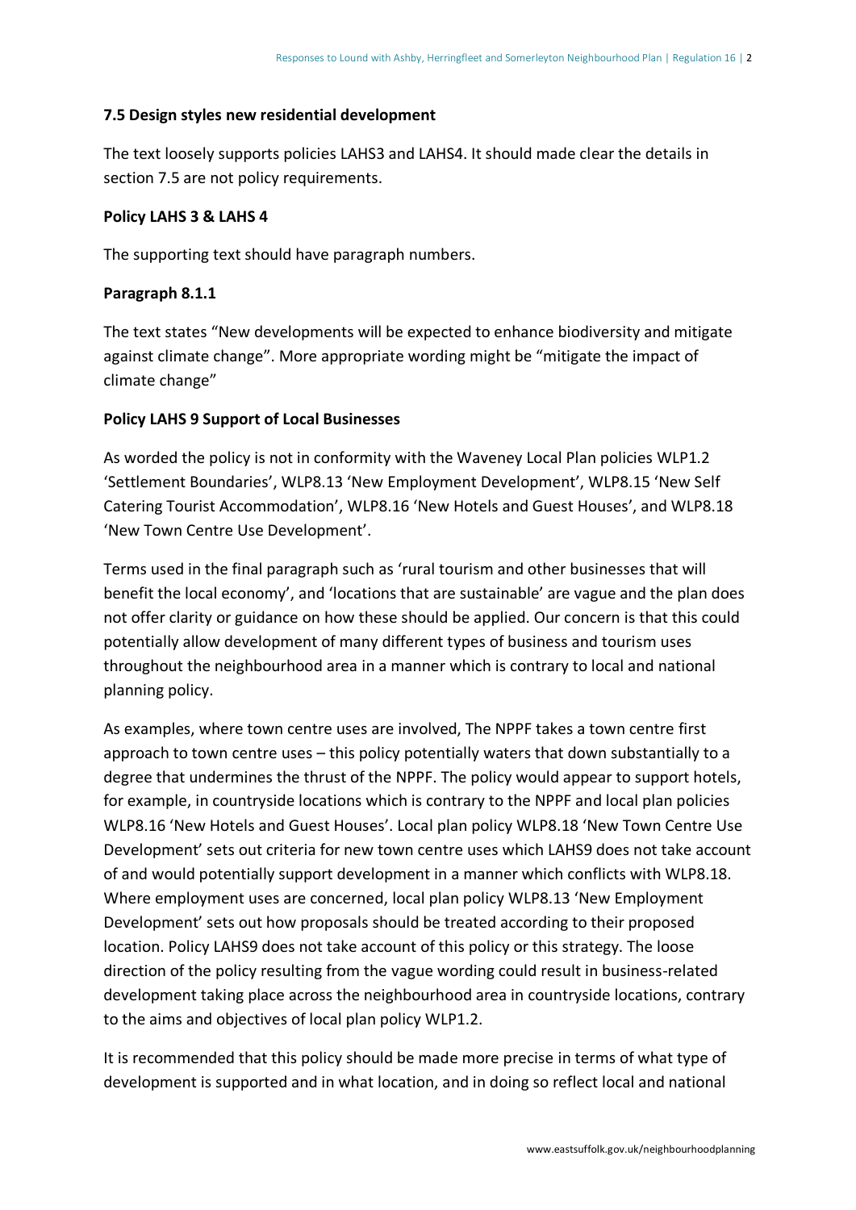#### 7.5 Design styles new residential development

The text loosely supports policies LAHS3 and LAHS4. It should made clear the details in section 7.5 are not policy requirements.

#### Policy LAHS 3 & LAHS 4

The supporting text should have paragraph numbers.

#### Paragraph 8.1.1

The text states "New developments will be expected to enhance biodiversity and mitigate against climate change". More appropriate wording might be "mitigate the impact of climate change"

#### Policy LAHS 9 Support of Local Businesses

As worded the policy is not in conformity with the Waveney Local Plan policies WLP1.2 'Settlement Boundaries', WLP8.13 'New Employment Development', WLP8.15 'New Self Catering Tourist Accommodation', WLP8.16 'New Hotels and Guest Houses', and WLP8.18 'New Town Centre Use Development'.

Terms used in the final paragraph such as 'rural tourism and other businesses that will benefit the local economy', and 'locations that are sustainable' are vague and the plan does not offer clarity or guidance on how these should be applied. Our concern is that this could potentially allow development of many different types of business and tourism uses throughout the neighbourhood area in a manner which is contrary to local and national planning policy.

As examples, where town centre uses are involved, The NPPF takes a town centre first approach to town centre uses – this policy potentially waters that down substantially to a degree that undermines the thrust of the NPPF. The policy would appear to support hotels, for example, in countryside locations which is contrary to the NPPF and local plan policies WLP8.16 'New Hotels and Guest Houses'. Local plan policy WLP8.18 'New Town Centre Use Development' sets out criteria for new town centre uses which LAHS9 does not take account of and would potentially support development in a manner which conflicts with WLP8.18. Where employment uses are concerned, local plan policy WLP8.13 'New Employment Development' sets out how proposals should be treated according to their proposed location. Policy LAHS9 does not take account of this policy or this strategy. The loose direction of the policy resulting from the vague wording could result in business-related development taking place across the neighbourhood area in countryside locations, contrary to the aims and objectives of local plan policy WLP1.2.

It is recommended that this policy should be made more precise in terms of what type of development is supported and in what location, and in doing so reflect local and national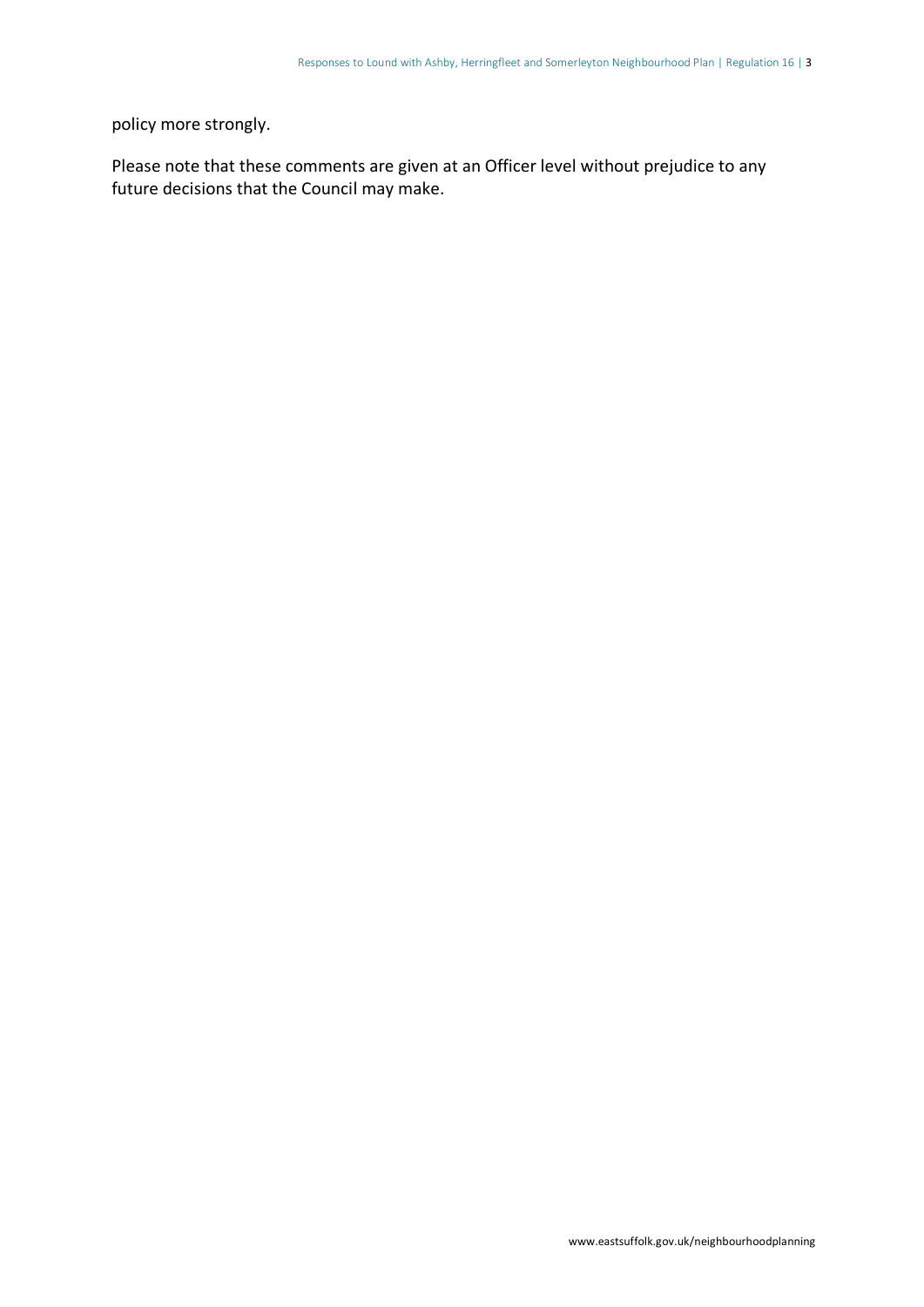policy more strongly.

Please note that these comments are given at an Officer level without prejudice to any future decisions that the Council may make.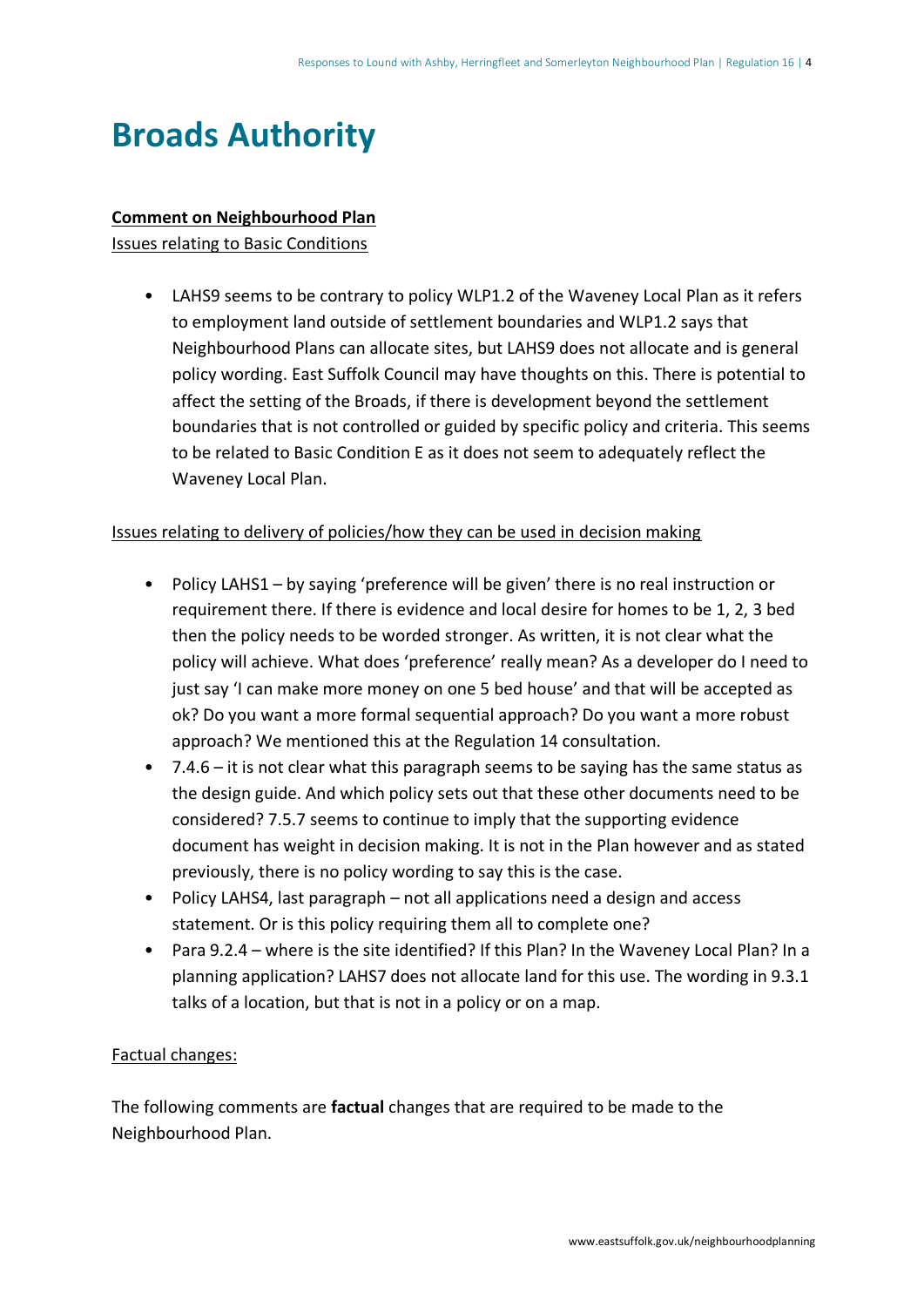# Broads Authority

**Comment on Neighbourhood Plan**

Issues relating to Basic Conditions

- LAHS9 seems to be contrary to policy WLP1.2 of the Waveney Local Plan as it refers to employment land outside of settlement boundaries and WLP1.2 says that Neighbourhood Plans can allocate sites, but LAHS9 does not allocate and is general policy wording. East Suffolk Council may have thoughts on this. There is potential to affect the setting of the Broads, if there is development beyond the settlement boundaries that is not controlled or guided by specific policy and criteria. This seems to be related to Basic Condition E as it does not seem to adequately reflect the Waveney Local Plan.

Issues relating to delivery of policies/how they can be used in decision making

- Policy LAHS1 – by saying 'preference will be given' there is no real instruction or requirement there. If there is evidence and local desire for homes to be 1, 2, 3 bed then the policy needs to be worded stronger. As written, it is not clear what the policy will achieve. What does 'preference' really mean? As a developer do I need to just say 'I can make more money on one 5 bed house' and that will be accepted as ok? Do you want a more formal sequential approach? Do you want a more robust approach? We mentioned this at the Regulation 14 consultation.
- 7.4.6 – it is not clear what this paragraph seems to be saying has the same status as the design guide. And which policy sets out that these other documents need to be considered? 7.5.7 seems to continue to imply that the supporting evidence document has weight in decision making. It is not in the Plan however and as stated previously, there is no policy wording to say this is the case.
- Policy LAHS4, last paragraph – not all applications need a design and access statement. Or is this policy requiring them all to complete one?
- Para 9.2.4 – where is the site identified? If this Plan? In the Waveney Local Plan? In a planning application? LAHS7 does not allocate land for this use. The wording in 9.3.1 talks of a location, but that is not in a policy or on a map.

Factual changes:

The following comments are **factual** changes that are required to be made to the Neighbourhood Plan.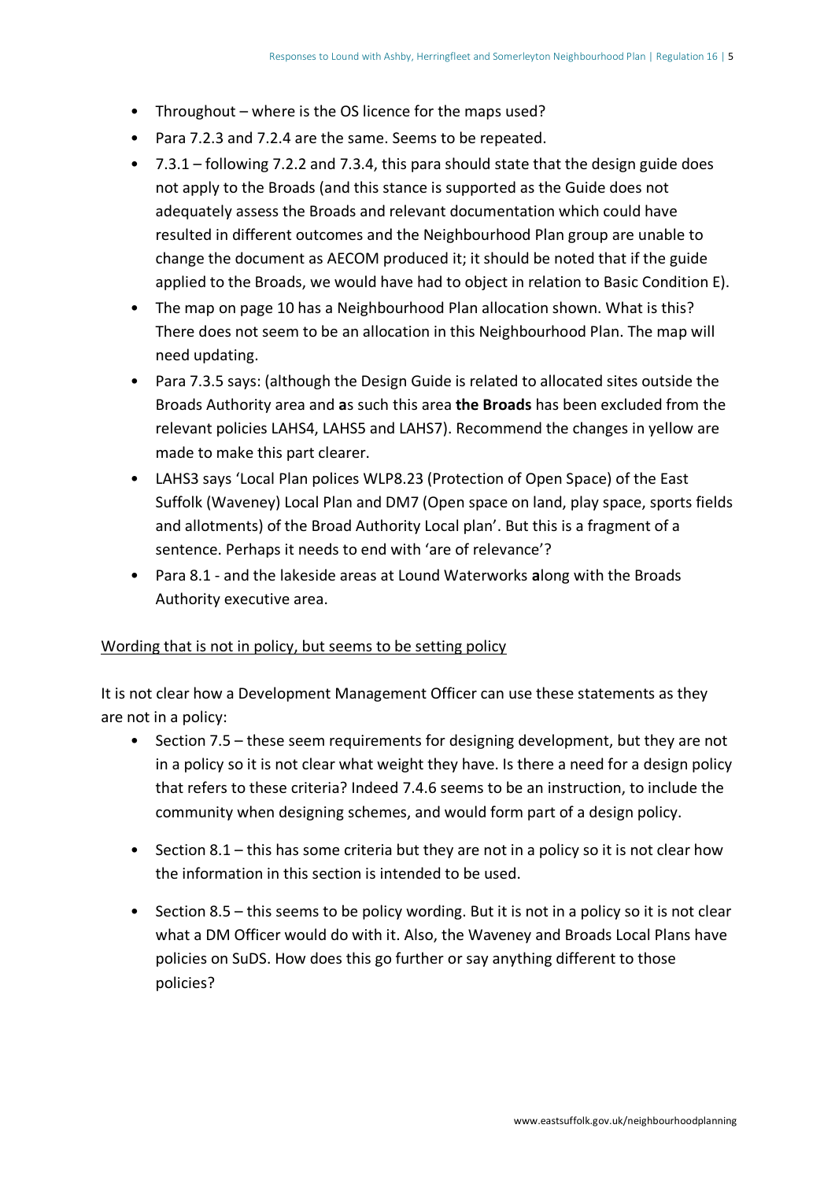- Throughout – where is the OS licence for the maps used?
- Para 7.2.3 and 7.2.4 are the same. Seems to be repeated.
- 7.3.1 – following 7.2.2 and 7.3.4, this para should state that the design guide does not apply to the Broads (and this stance is supported as the Guide does not adequately assess the Broads and relevant documentation which could have resulted in different outcomes and the Neighbourhood Plan group are unable to change the document as AECOM produced it; it should be noted that if the guide applied to the Broads, we would have had to object in relation to Basic Condition E).
- The map on page 10 has a Neighbourhood Plan allocation shown. What is this? There does not seem to be an allocation in this Neighbourhood Plan. The map will need updating.
- Para 7.3.5 says: (although the Design Guide is related to allocated sites outside the Broads Authority area and **a**s such this area **the Broads** has been excluded from the relevant policies LAHS4, LAHS5 and LAHS7). Recommend the changes in yellow are made to make this part clearer.
- LAHS3 says 'Local Plan polices WLP8.23 (Protection of Open Space) of the East Suffolk (Waveney) Local Plan and DM7 (Open space on land, play space, sports fields and allotments) of the Broad Authority Local plan'. But this is a fragment of a sentence. Perhaps it needs to end with 'are of relevance'?
- Para 8.1 - and the lakeside areas at Lound Waterworks **a**long with the Broads Authority executive area.

Wording that is not in policy, but seems to be setting policy

It is not clear how a Development Management Officer can use these statements as they are not in a policy:

- Section 7.5 – these seem requirements for designing development, but they are not in a policy so it is not clear what weight they have. Is there a need for a design policy that refers to these criteria? Indeed 7.4.6 seems to be an instruction, to include the community when designing schemes, and would form part of a design policy.
- Section 8.1 – this has some criteria but they are not in a policy so it is not clear how the information in this section is intended to be used.
- Section 8.5 – this seems to be policy wording. But it is not in a policy so it is not clear what a DM Officer would do with it. Also, the Waveney and Broads Local Plans have policies on SuDS. How does this go further or say anything different to those policies?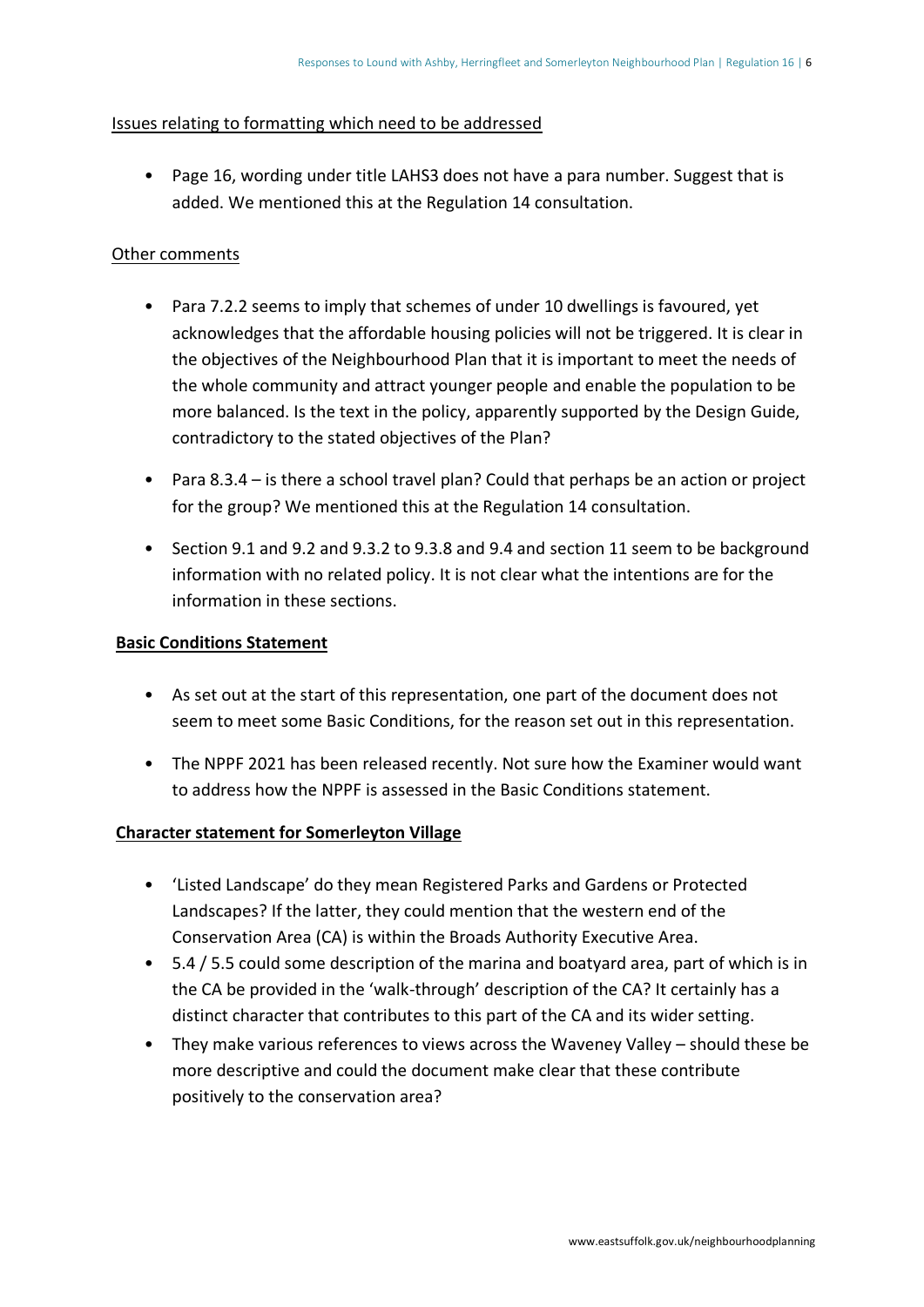Issues relating to formatting which need to be addressed

- Page 16, wording under title LAHS3 does not have a para number. Suggest that is added. We mentioned this at the Regulation 14 consultation.

Other comments

- Para 7.2.2 seems to imply that schemes of under 10 dwellings is favoured, yet acknowledges that the affordable housing policies will not be triggered. It is clear in the objectives of the Neighbourhood Plan that it is important to meet the needs of the whole community and attract younger people and enable the population to be more balanced. Is the text in the policy, apparently supported by the Design Guide, contradictory to the stated objectives of the Plan?
- Para 8.3.4 – is there a school travel plan? Could that perhaps be an action or project for the group? We mentioned this at the Regulation 14 consultation.
- Section 9.1 and 9.2 and 9.3.2 to 9.3.8 and 9.4 and section 11 seem to be background information with no related policy. It is not clear what the intentions are for the information in these sections.

**Basic Conditions Statement**

- As set out at the start of this representation, one part of the document does not seem to meet some Basic Conditions, for the reason set out in this representation.
- The NPPF 2021 has been released recently. Not sure how the Examiner would want to address how the NPPF is assessed in the Basic Conditions statement.

**Character statement for Somerleyton Village**

- 'Listed Landscape' do they mean Registered Parks and Gardens or Protected Landscapes? If the latter, they could mention that the western end of the Conservation Area (CA) is within the Broads Authority Executive Area.
- 5.4 / 5.5 could some description of the marina and boatyard area, part of which is in the CA be provided in the 'walk-through' description of the CA? It certainly has a distinct character that contributes to this part of the CA and its wider setting.
- They make various references to views across the Waveney Valley – should these be more descriptive and could the document make clear that these contribute positively to the conservation area?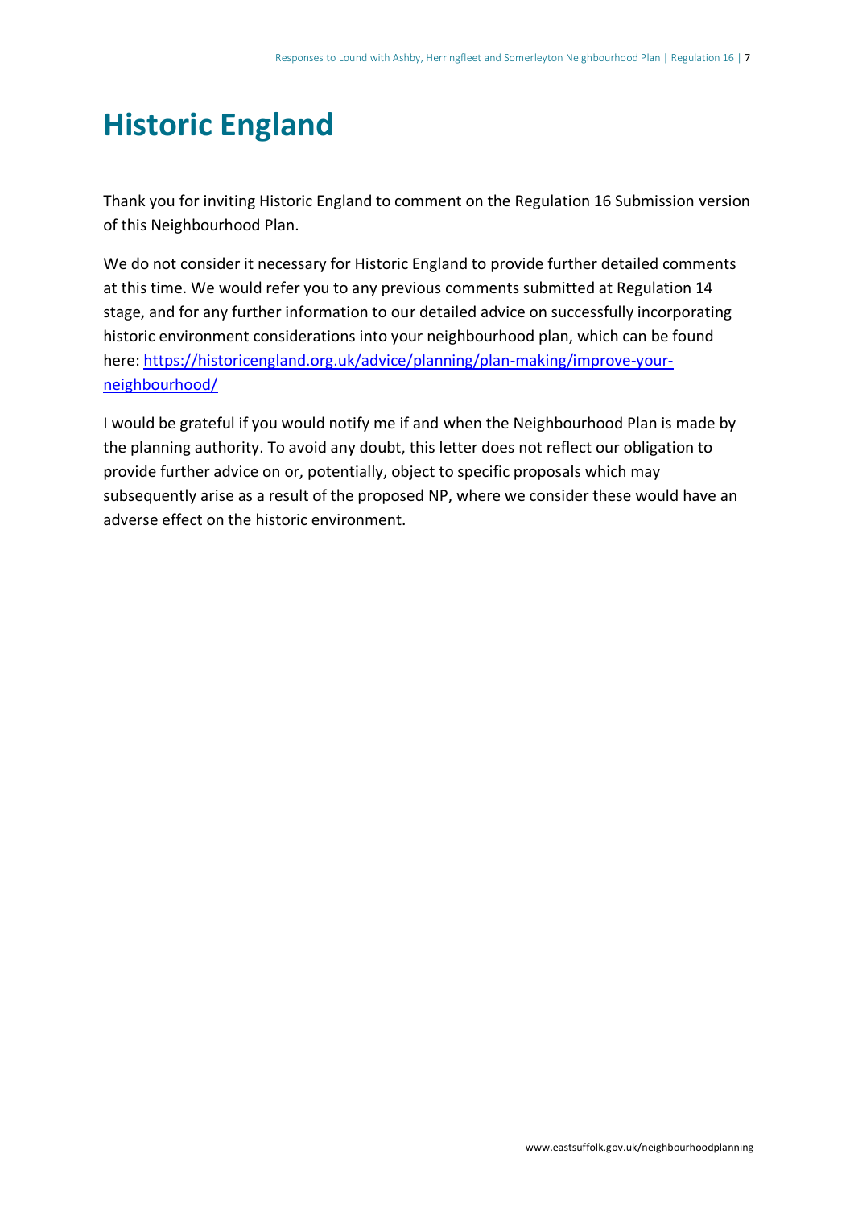# Historic England

Thank you for inviting Historic England to comment on the Regulation 16 Submission version of this Neighbourhood Plan.

We do not consider it necessary for Historic England to provide further detailed comments at this time. We would refer you to any previous comments submitted at Regulation 14 stage, and for any further information to our detailed advice on successfully incorporating historic environment considerations into your neighbourhood plan, which can be found here: [https://historicengland.org.uk/advice/planning/plan-making/improve-your-neighbourhood/](https://historicengland.org.uk/advice/planning/plan-making/improve-your-neighbourhood/)

I would be grateful if you would notify me if and when the Neighbourhood Plan is made by the planning authority. To avoid any doubt, this letter does not reflect our obligation to provide further advice on or, potentially, object to specific proposals which may subsequently arise as a result of the proposed NP, where we consider these would have an adverse effect on the historic environment.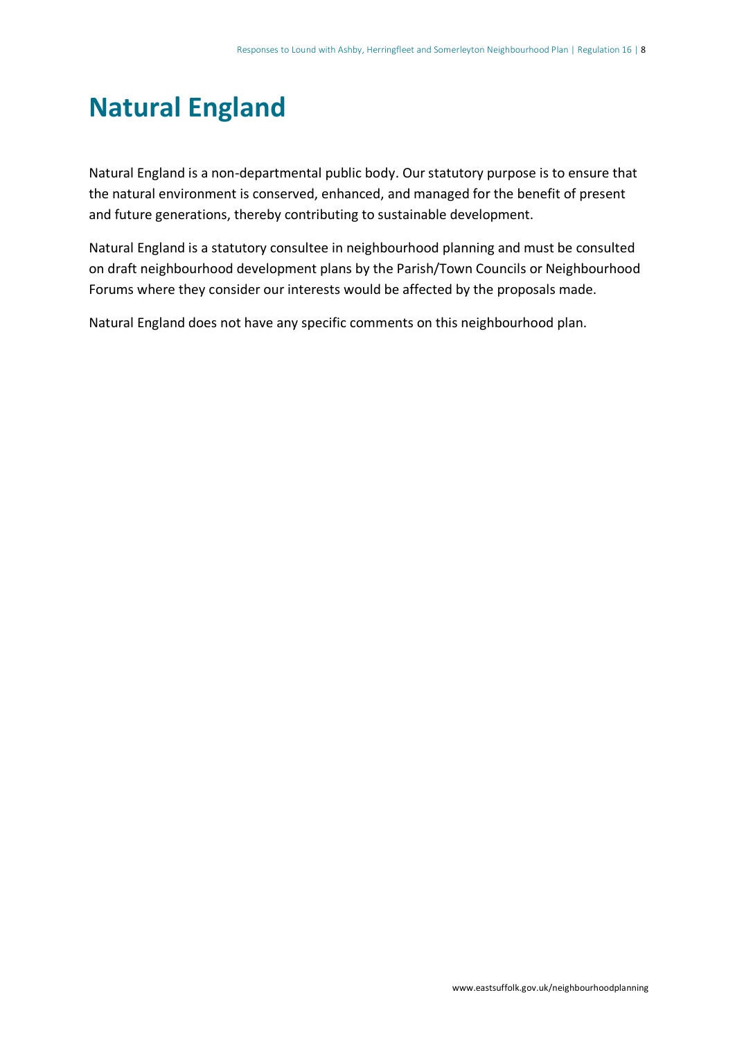# Natural England

Natural England is a non-departmental public body. Our statutory purpose is to ensure that the natural environment is conserved, enhanced, and managed for the benefit of present and future generations, thereby contributing to sustainable development.

Natural England is a statutory consultee in neighbourhood planning and must be consulted on draft neighbourhood development plans by the Parish/Town Councils or Neighbourhood Forums where they consider our interests would be affected by the proposals made.

Natural England does not have any specific comments on this neighbourhood plan.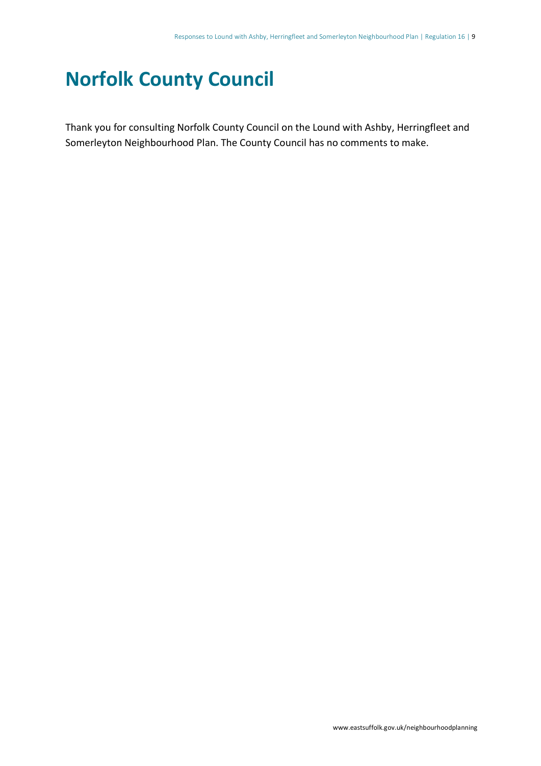# Norfolk County Council

Thank you for consulting Norfolk County Council on the Lound with Ashby, Herringfleet and Somerleyton Neighbourhood Plan. The County Council has no comments to make.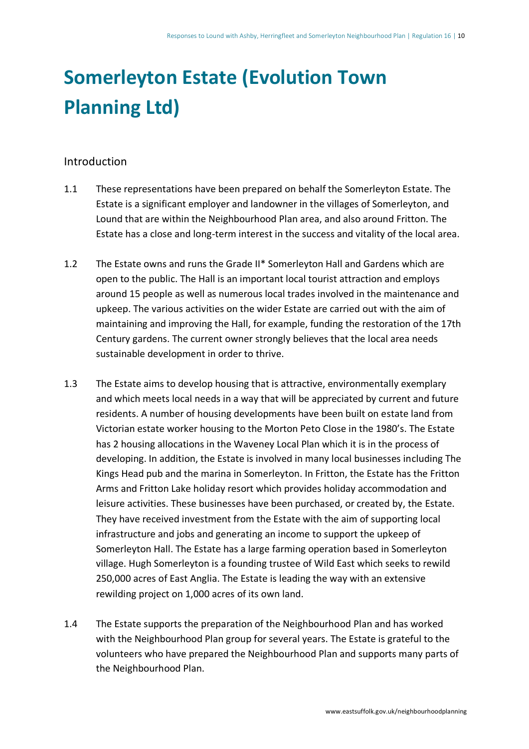# Somerleyton Estate (Evolution Town Planning Ltd)

## Introduction

1.1 These representations have been prepared on behalf the Somerleyton Estate. The Estate is a significant employer and landowner in the villages of Somerleyton, and Lound that are within the Neighbourhood Plan area, and also around Fritton. The Estate has a close and long-term interest in the success and vitality of the local area.

1.2 The Estate owns and runs the Grade II* Somerleyton Hall and Gardens which are open to the public. The Hall is an important local tourist attraction and employs around 15 people as well as numerous local trades involved in the maintenance and upkeep. The various activities on the wider Estate are carried out with the aim of maintaining and improving the Hall, for example, funding the restoration of the 17th Century gardens. The current owner strongly believes that the local area needs sustainable development in order to thrive.

1.3 The Estate aims to develop housing that is attractive, environmentally exemplary and which meets local needs in a way that will be appreciated by current and future residents. A number of housing developments have been built on estate land from Victorian estate worker housing to the Morton Peto Close in the 1980's. The Estate has 2 housing allocations in the Waveney Local Plan which it is in the process of developing. In addition, the Estate is involved in many local businesses including The Kings Head pub and the marina in Somerleyton. In Fritton, the Estate has the Fritton Arms and Fritton Lake holiday resort which provides holiday accommodation and leisure activities. These businesses have been purchased, or created by, the Estate. They have received investment from the Estate with the aim of supporting local infrastructure and jobs and generating an income to support the upkeep of Somerleyton Hall. The Estate has a large farming operation based in Somerleyton village. Hugh Somerleyton is a founding trustee of Wild East which seeks to rewild 250,000 acres of East Anglia. The Estate is leading the way with an extensive rewilding project on 1,000 acres of its own land.

1.4 The Estate supports the preparation of the Neighbourhood Plan and has worked with the Neighbourhood Plan group for several years. The Estate is grateful to the volunteers who have prepared the Neighbourhood Plan and supports many parts of the Neighbourhood Plan.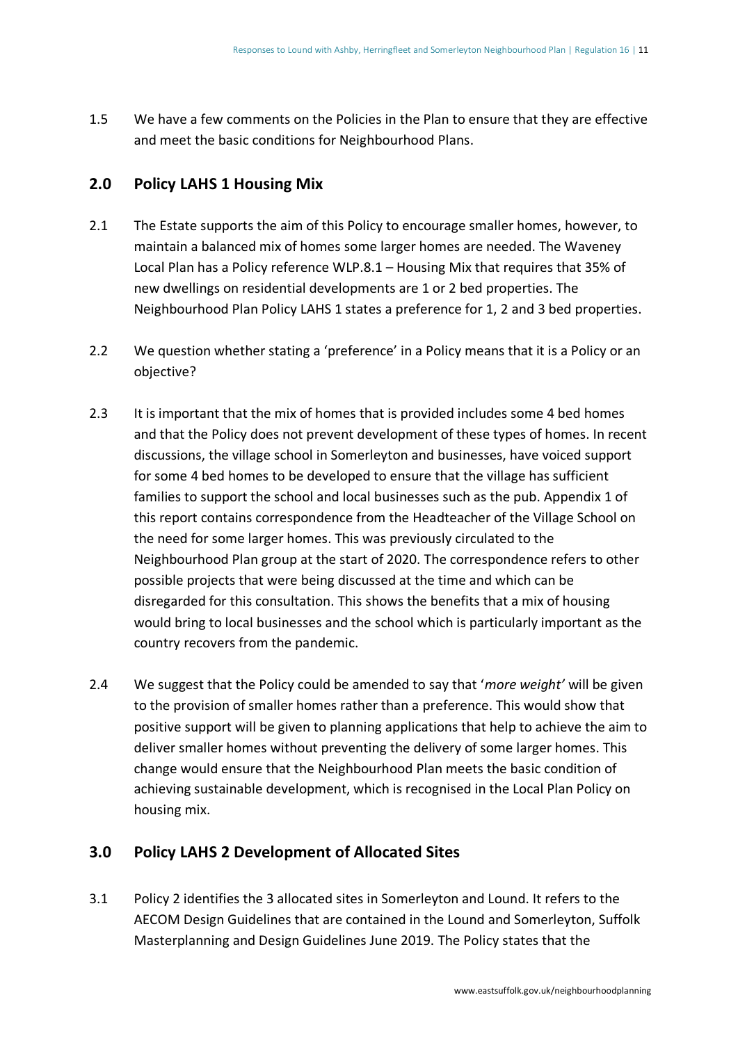1.5 We have a few comments on the Policies in the Plan to ensure that they are effective and meet the basic conditions for Neighbourhood Plans.

## 2.0 Policy LAHS 1 Housing Mix

2.1 The Estate supports the aim of this Policy to encourage smaller homes, however, to maintain a balanced mix of homes some larger homes are needed. The Waveney Local Plan has a Policy reference WLP.8.1 – Housing Mix that requires that 35% of new dwellings on residential developments are 1 or 2 bed properties. The Neighbourhood Plan Policy LAHS 1 states a preference for 1, 2 and 3 bed properties.

2.2 We question whether stating a 'preference' in a Policy means that it is a Policy or an objective?

2.3 It is important that the mix of homes that is provided includes some 4 bed homes and that the Policy does not prevent development of these types of homes. In recent discussions, the village school in Somerleyton and businesses, have voiced support for some 4 bed homes to be developed to ensure that the village has sufficient families to support the school and local businesses such as the pub. Appendix 1 of this report contains correspondence from the Headteacher of the Village School on the need for some larger homes. This was previously circulated to the Neighbourhood Plan group at the start of 2020. The correspondence refers to other possible projects that were being discussed at the time and which can be disregarded for this consultation. This shows the benefits that a mix of housing would bring to local businesses and the school which is particularly important as the country recovers from the pandemic.

2.4 We suggest that the Policy could be amended to say that '*more weight'* will be given to the provision of smaller homes rather than a preference. This would show that positive support will be given to planning applications that help to achieve the aim to deliver smaller homes without preventing the delivery of some larger homes. This change would ensure that the Neighbourhood Plan meets the basic condition of achieving sustainable development, which is recognised in the Local Plan Policy on housing mix.

## 3.0 Policy LAHS 2 Development of Allocated Sites

3.1 Policy 2 identifies the 3 allocated sites in Somerleyton and Lound. It refers to the AECOM Design Guidelines that are contained in the Lound and Somerleyton, Suffolk Masterplanning and Design Guidelines June 2019. The Policy states that the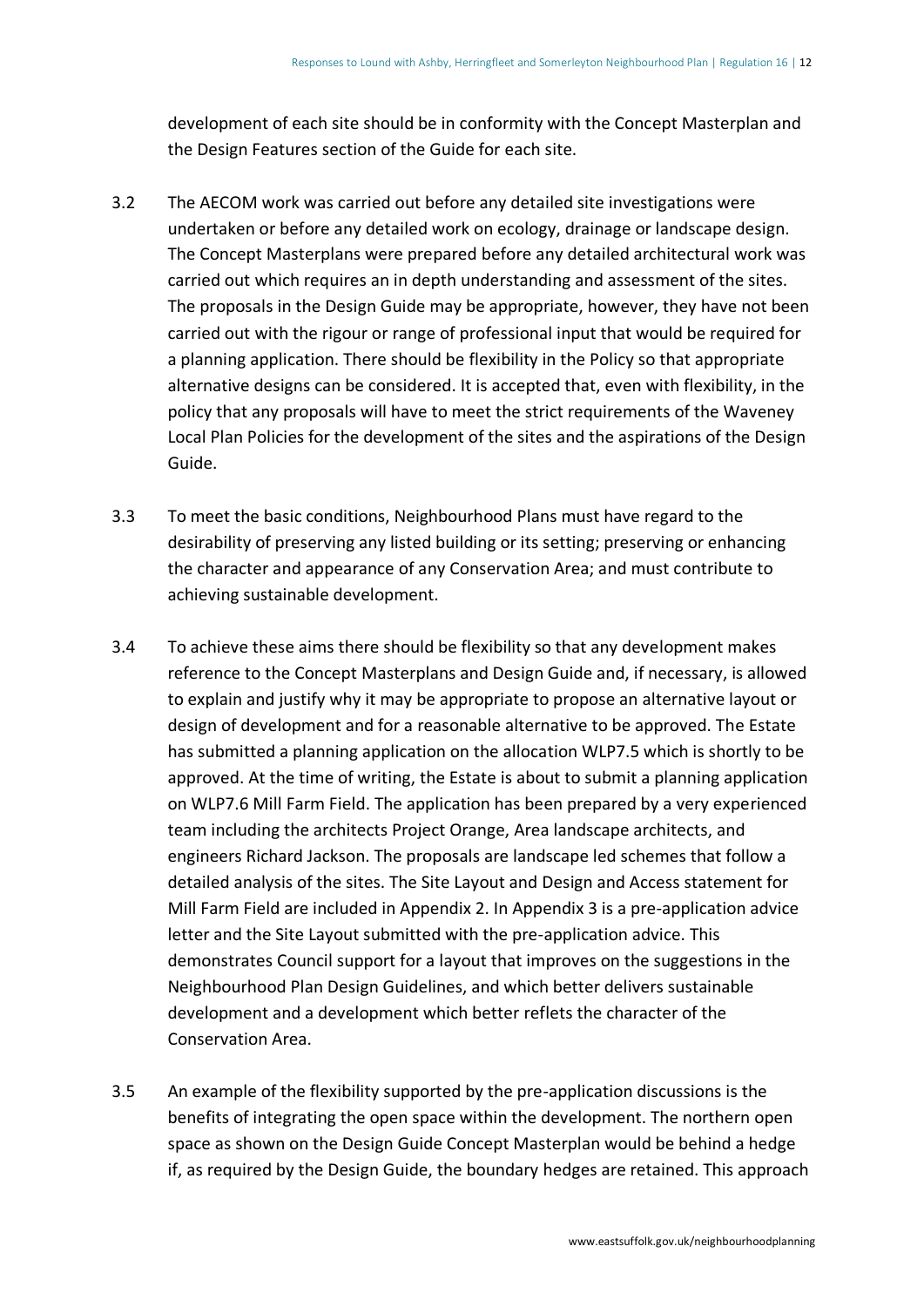development of each site should be in conformity with the Concept Masterplan and the Design Features section of the Guide for each site.

3.2 The AECOM work was carried out before any detailed site investigations were undertaken or before any detailed work on ecology, drainage or landscape design. The Concept Masterplans were prepared before any detailed architectural work was carried out which requires an in depth understanding and assessment of the sites. The proposals in the Design Guide may be appropriate, however, they have not been carried out with the rigour or range of professional input that would be required for a planning application. There should be flexibility in the Policy so that appropriate alternative designs can be considered. It is accepted that, even with flexibility, in the policy that any proposals will have to meet the strict requirements of the Waveney Local Plan Policies for the development of the sites and the aspirations of the Design Guide.

3.3 To meet the basic conditions, Neighbourhood Plans must have regard to the desirability of preserving any listed building or its setting; preserving or enhancing the character and appearance of any Conservation Area; and must contribute to achieving sustainable development.

3.4 To achieve these aims there should be flexibility so that any development makes reference to the Concept Masterplans and Design Guide and, if necessary, is allowed to explain and justify why it may be appropriate to propose an alternative layout or design of development and for a reasonable alternative to be approved. The Estate has submitted a planning application on the allocation WLP7.5 which is shortly to be approved. At the time of writing, the Estate is about to submit a planning application on WLP7.6 Mill Farm Field. The application has been prepared by a very experienced team including the architects Project Orange, Area landscape architects, and engineers Richard Jackson. The proposals are landscape led schemes that follow a detailed analysis of the sites. The Site Layout and Design and Access statement for Mill Farm Field are included in Appendix 2. In Appendix 3 is a pre-application advice letter and the Site Layout submitted with the pre-application advice. This demonstrates Council support for a layout that improves on the suggestions in the Neighbourhood Plan Design Guidelines, and which better delivers sustainable development and a development which better reflets the character of the Conservation Area.

3.5 An example of the flexibility supported by the pre-application discussions is the benefits of integrating the open space within the development. The northern open space as shown on the Design Guide Concept Masterplan would be behind a hedge if, as required by the Design Guide, the boundary hedges are retained. This approach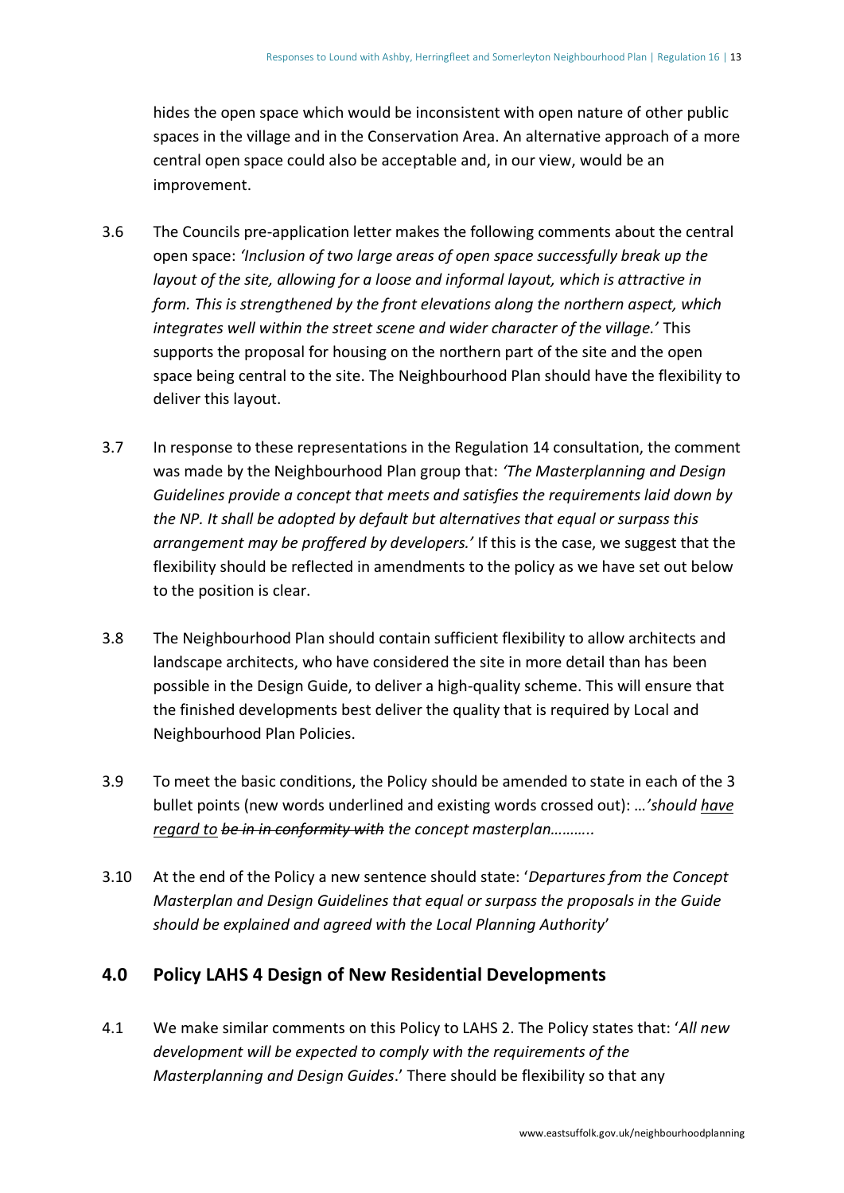hides the open space which would be inconsistent with open nature of other public spaces in the village and in the Conservation Area. An alternative approach of a more central open space could also be acceptable and, in our view, would be an improvement.

3.6 The Councils pre-application letter makes the following comments about the central open space: *'Inclusion of two large areas of open space successfully break up the layout of the site, allowing for a loose and informal layout, which is attractive in form. This is strengthened by the front elevations along the northern aspect, which integrates well within the street scene and wider character of the village.'* This supports the proposal for housing on the northern part of the site and the open space being central to the site. The Neighbourhood Plan should have the flexibility to deliver this layout.

3.7 In response to these representations in the Regulation 14 consultation, the comment was made by the Neighbourhood Plan group that: *'The Masterplanning and Design Guidelines provide a concept that meets and satisfies the requirements laid down by the NP. It shall be adopted by default but alternatives that equal or surpass this arrangement may be proffered by developers.'* If this is the case, we suggest that the flexibility should be reflected in amendments to the policy as we have set out below to the position is clear.

3.8 The Neighbourhood Plan should contain sufficient flexibility to allow architects and landscape architects, who have considered the site in more detail than has been possible in the Design Guide, to deliver a high-quality scheme. This will ensure that the finished developments best deliver the quality that is required by Local and Neighbourhood Plan Policies.

3.9 To meet the basic conditions, the Policy should be amended to state in each of the 3 bullet points (new words underlined and existing words crossed out): …*'should <u>have regard to</u> ~~be in in conformity with~~ the concept masterplan………..*

3.10 At the end of the Policy a new sentence should state: '*Departures from the Concept Masterplan and Design Guidelines that equal or surpass the proposals in the Guide should be explained and agreed with the Local Planning Authority*'

## 4.0 Policy LAHS 4 Design of New Residential Developments

4.1 We make similar comments on this Policy to LAHS 2. The Policy states that: '*All new development will be expected to comply with the requirements of the Masterplanning and Design Guides*.' There should be flexibility so that any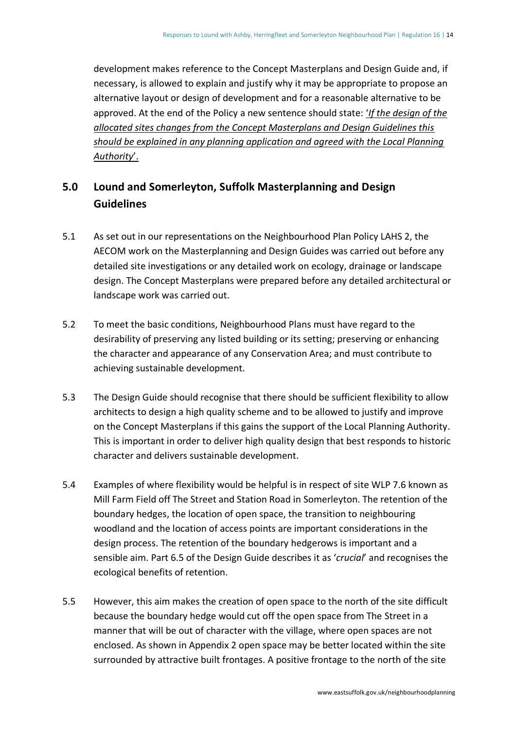development makes reference to the Concept Masterplans and Design Guide and, if necessary, is allowed to explain and justify why it may be appropriate to propose an alternative layout or design of development and for a reasonable alternative to be approved. At the end of the Policy a new sentence should state: '*If the design of the allocated sites changes from the Concept Masterplans and Design Guidelines this should be explained in any planning application and agreed with the Local Planning Authority*'.

## 5.0 Lound and Somerleyton, Suffolk Masterplanning and Design Guidelines

5.1 As set out in our representations on the Neighbourhood Plan Policy LAHS 2, the AECOM work on the Masterplanning and Design Guides was carried out before any detailed site investigations or any detailed work on ecology, drainage or landscape design. The Concept Masterplans were prepared before any detailed architectural or landscape work was carried out.

5.2 To meet the basic conditions, Neighbourhood Plans must have regard to the desirability of preserving any listed building or its setting; preserving or enhancing the character and appearance of any Conservation Area; and must contribute to achieving sustainable development.

5.3 The Design Guide should recognise that there should be sufficient flexibility to allow architects to design a high quality scheme and to be allowed to justify and improve on the Concept Masterplans if this gains the support of the Local Planning Authority. This is important in order to deliver high quality design that best responds to historic character and delivers sustainable development.

5.4 Examples of where flexibility would be helpful is in respect of site WLP 7.6 known as Mill Farm Field off The Street and Station Road in Somerleyton. The retention of the boundary hedges, the location of open space, the transition to neighbouring woodland and the location of access points are important considerations in the design process. The retention of the boundary hedgerows is important and a sensible aim. Part 6.5 of the Design Guide describes it as '*crucial*' and recognises the ecological benefits of retention.

5.5 However, this aim makes the creation of open space to the north of the site difficult because the boundary hedge would cut off the open space from The Street in a manner that will be out of character with the village, where open spaces are not enclosed. As shown in Appendix 2 open space may be better located within the site surrounded by attractive built frontages. A positive frontage to the north of the site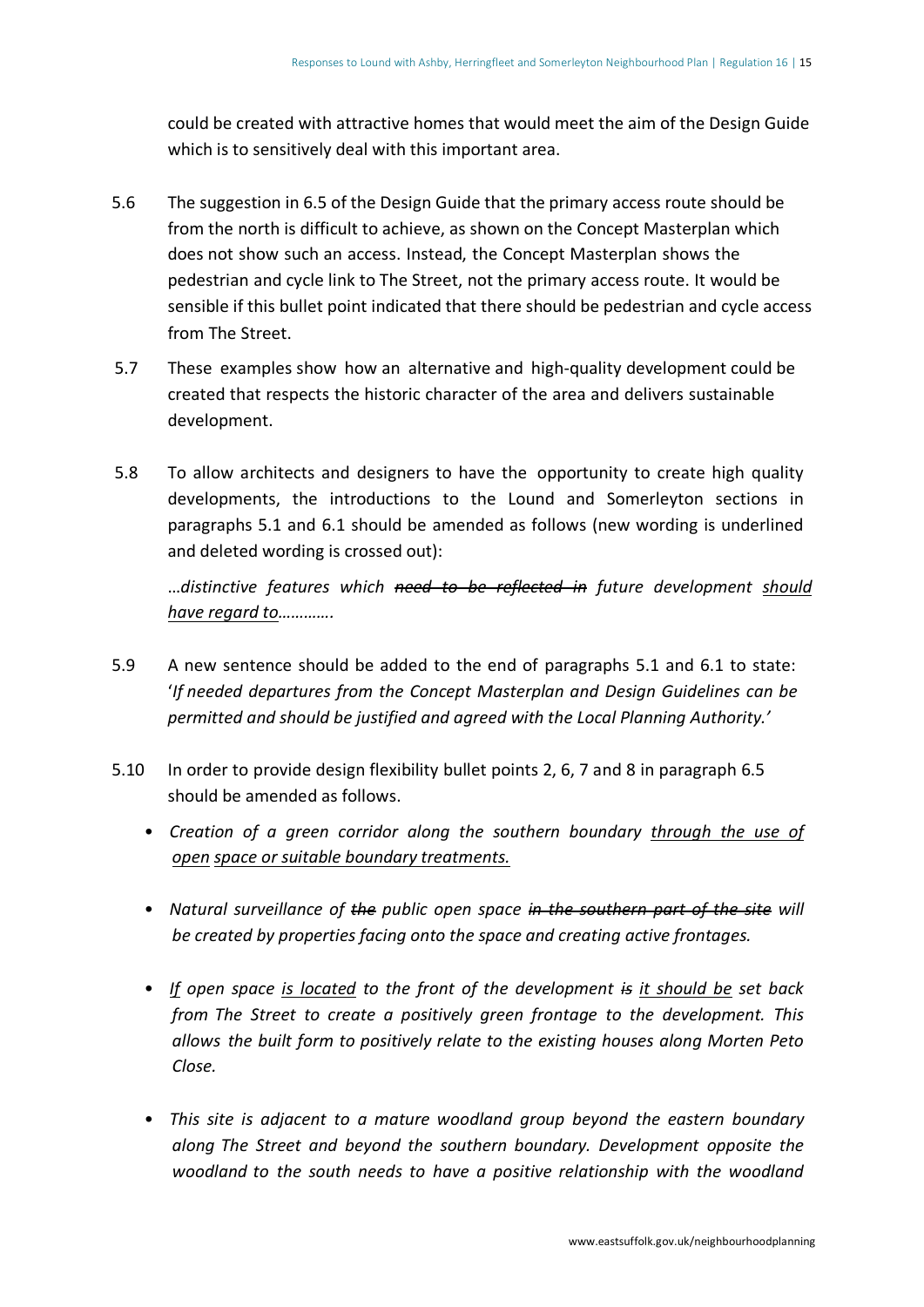could be created with attractive homes that would meet the aim of the Design Guide which is to sensitively deal with this important area.

5.6 The suggestion in 6.5 of the Design Guide that the primary access route should be from the north is difficult to achieve, as shown on the Concept Masterplan which does not show such an access. Instead, the Concept Masterplan shows the pedestrian and cycle link to The Street, not the primary access route. It would be sensible if this bullet point indicated that there should be pedestrian and cycle access from The Street.

5.7 These examples show how an alternative and high-quality development could be created that respects the historic character of the area and delivers sustainable development.

5.8 To allow architects and designers to have the opportunity to create high quality developments, the introductions to the Lound and Somerleyton sections in paragraphs 5.1 and 6.1 should be amended as follows (new wording is underlined and deleted wording is crossed out):

*…distinctive features which ~~need to be reflected in~~ future development <u>should have regard to</u>…………*

5.9 A new sentence should be added to the end of paragraphs 5.1 and 6.1 to state: '*If needed departures from the Concept Masterplan and Design Guidelines can be permitted and should be justified and agreed with the Local Planning Authority.'*

5.10 In order to provide design flexibility bullet points 2, 6, 7 and 8 in paragraph 6.5 should be amended as follows.

- *Creation of a green corridor along the southern boundary <u>through the use of open space or suitable boundary treatments.</u>*
- *Natural surveillance of ~~the~~ public open space ~~in the southern part of the site~~ will be created by properties facing onto the space and creating active frontages.*
- *<u>If</u> open space <u>is located</u> to the front of the development ~~is~~ <u>it should be</u> set back from The Street to create a positively green frontage to the development. This allows the built form to positively relate to the existing houses along Morten Peto Close.*
- *This site is adjacent to a mature woodland group beyond the eastern boundary along The Street and beyond the southern boundary. Development opposite the woodland to the south needs to have a positive relationship with the woodland*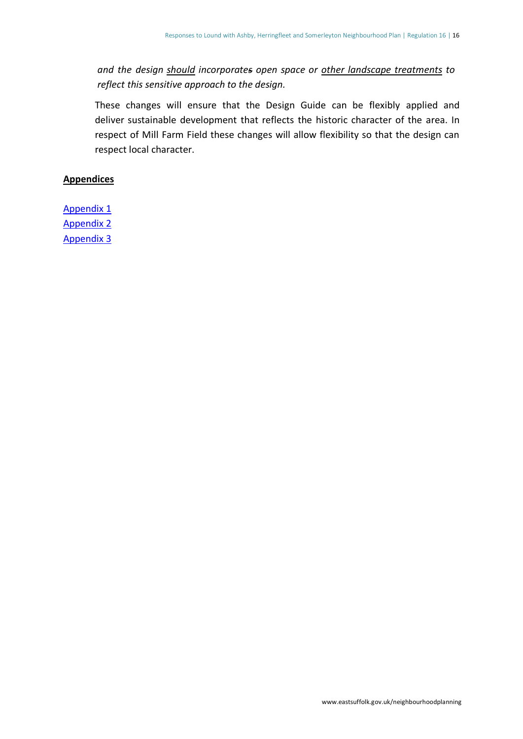*and the design <u>should</u> incorporate~~s~~ open space or <u>other landscape treatments</u> to reflect this sensitive approach to the design.*

These changes will ensure that the Design Guide can be flexibly applied and deliver sustainable development that reflects the historic character of the area. In respect of Mill Farm Field these changes will allow flexibility so that the design can respect local character.

**<u>Appendices</u>**

Appendix 1
Appendix 2
Appendix 3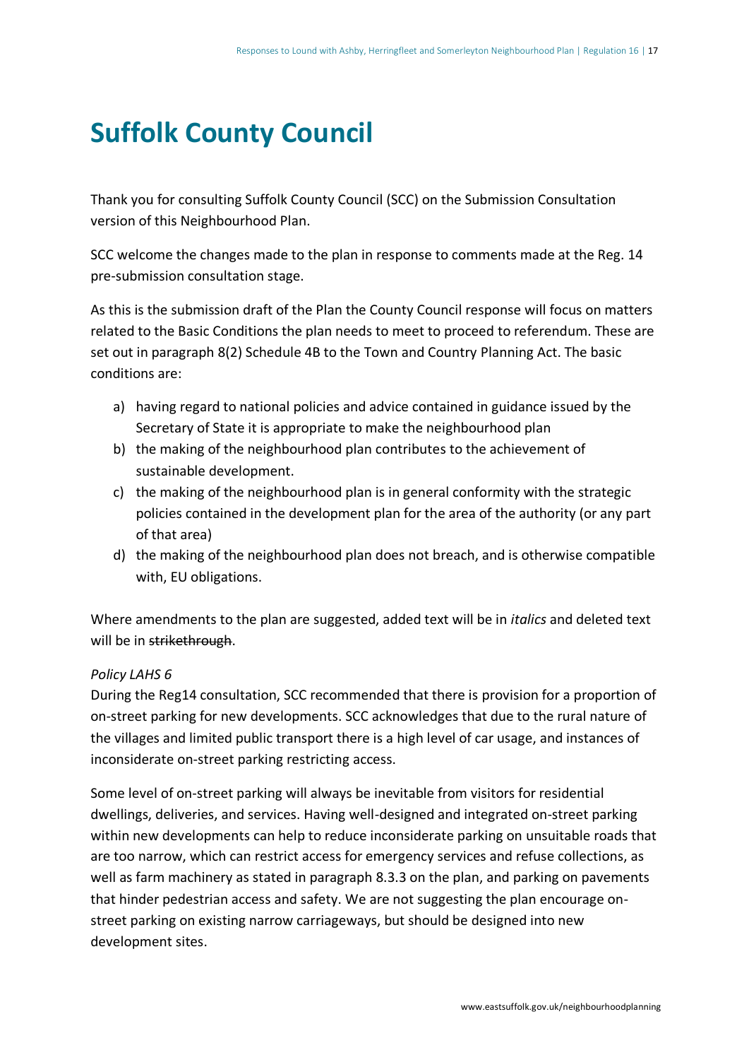# Suffolk County Council

Thank you for consulting Suffolk County Council (SCC) on the Submission Consultation version of this Neighbourhood Plan.

SCC welcome the changes made to the plan in response to comments made at the Reg. 14 pre-submission consultation stage.

As this is the submission draft of the Plan the County Council response will focus on matters related to the Basic Conditions the plan needs to meet to proceed to referendum. These are set out in paragraph 8(2) Schedule 4B to the Town and Country Planning Act. The basic conditions are:

a) having regard to national policies and advice contained in guidance issued by the Secretary of State it is appropriate to make the neighbourhood plan
b) the making of the neighbourhood plan contributes to the achievement of sustainable development.
c) the making of the neighbourhood plan is in general conformity with the strategic policies contained in the development plan for the area of the authority (or any part of that area)
d) the making of the neighbourhood plan does not breach, and is otherwise compatible with, EU obligations.

Where amendments to the plan are suggested, added text will be in *italics* and deleted text will be in ~~strikethrough~~.

*Policy LAHS 6*
During the Reg14 consultation, SCC recommended that there is provision for a proportion of on-street parking for new developments. SCC acknowledges that due to the rural nature of the villages and limited public transport there is a high level of car usage, and instances of inconsiderate on-street parking restricting access.

Some level of on-street parking will always be inevitable from visitors for residential dwellings, deliveries, and services. Having well-designed and integrated on-street parking within new developments can help to reduce inconsiderate parking on unsuitable roads that are too narrow, which can restrict access for emergency services and refuse collections, as well as farm machinery as stated in paragraph 8.3.3 on the plan, and parking on pavements that hinder pedestrian access and safety. We are not suggesting the plan encourage on-street parking on existing narrow carriageways, but should be designed into new development sites.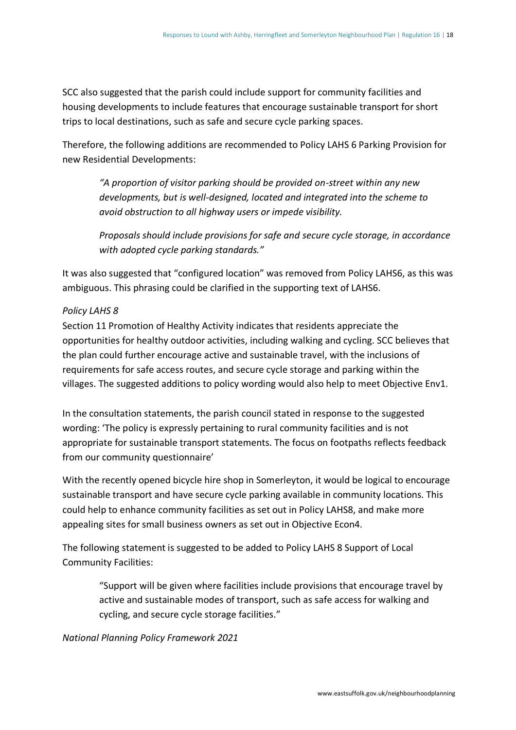SCC also suggested that the parish could include support for community facilities and housing developments to include features that encourage sustainable transport for short trips to local destinations, such as safe and secure cycle parking spaces.

Therefore, the following additions are recommended to Policy LAHS 6 Parking Provision for new Residential Developments:

> *"A proportion of visitor parking should be provided on-street within any new developments, but is well-designed, located and integrated into the scheme to avoid obstruction to all highway users or impede visibility.*
>
> *Proposals should include provisions for safe and secure cycle storage, in accordance with adopted cycle parking standards."*

It was also suggested that "configured location" was removed from Policy LAHS6, as this was ambiguous. This phrasing could be clarified in the supporting text of LAHS6.

*Policy LAHS 8*

Section 11 Promotion of Healthy Activity indicates that residents appreciate the opportunities for healthy outdoor activities, including walking and cycling. SCC believes that the plan could further encourage active and sustainable travel, with the inclusions of requirements for safe access routes, and secure cycle storage and parking within the villages. The suggested additions to policy wording would also help to meet Objective Env1.

In the consultation statements, the parish council stated in response to the suggested wording: 'The policy is expressly pertaining to rural community facilities and is not appropriate for sustainable transport statements. The focus on footpaths reflects feedback from our community questionnaire'

With the recently opened bicycle hire shop in Somerleyton, it would be logical to encourage sustainable transport and have secure cycle parking available in community locations. This could help to enhance community facilities as set out in Policy LAHS8, and make more appealing sites for small business owners as set out in Objective Econ4.

The following statement is suggested to be added to Policy LAHS 8 Support of Local Community Facilities:

> "Support will be given where facilities include provisions that encourage travel by active and sustainable modes of transport, such as safe access for walking and cycling, and secure cycle storage facilities."

*National Planning Policy Framework 2021*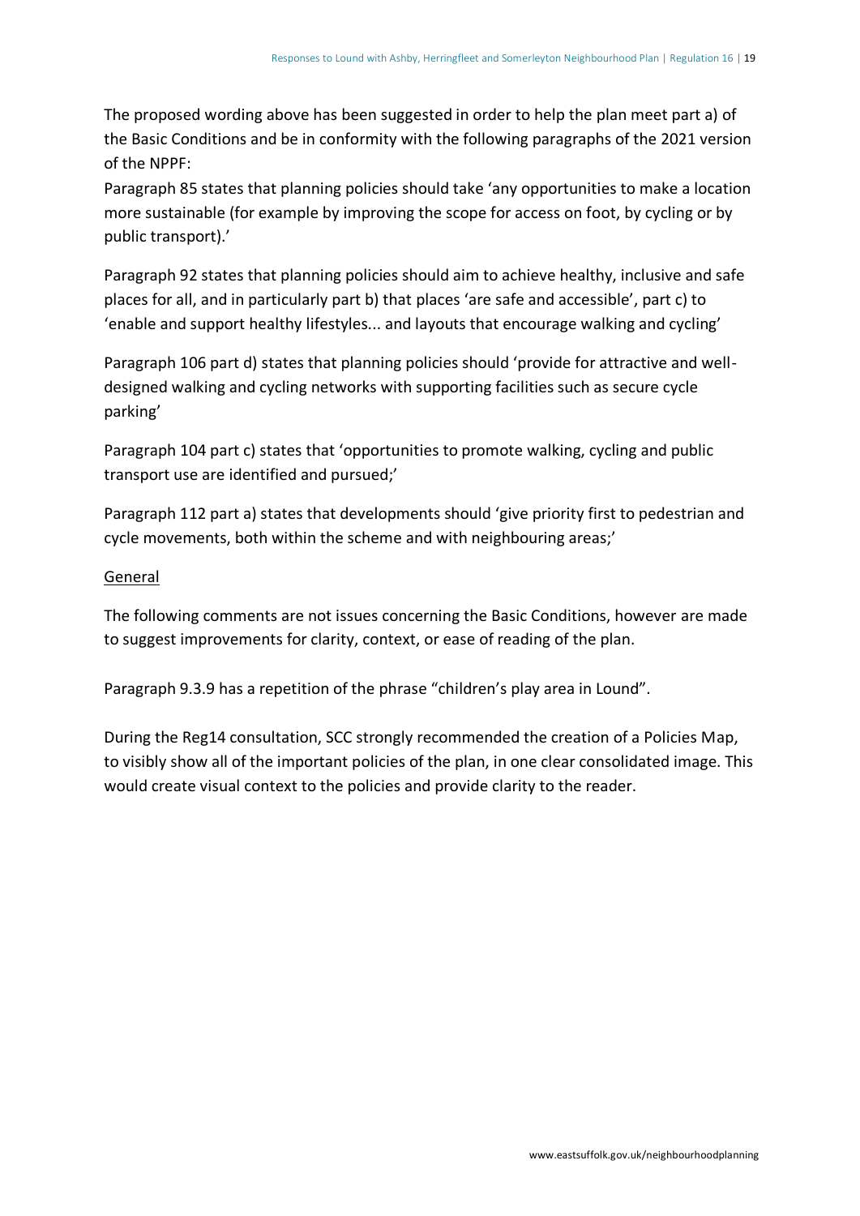The proposed wording above has been suggested in order to help the plan meet part a) of the Basic Conditions and be in conformity with the following paragraphs of the 2021 version of the NPPF:

Paragraph 85 states that planning policies should take 'any opportunities to make a location more sustainable (for example by improving the scope for access on foot, by cycling or by public transport).'

Paragraph 92 states that planning policies should aim to achieve healthy, inclusive and safe places for all, and in particularly part b) that places 'are safe and accessible', part c) to 'enable and support healthy lifestyles... and layouts that encourage walking and cycling'

Paragraph 106 part d) states that planning policies should 'provide for attractive and well-designed walking and cycling networks with supporting facilities such as secure cycle parking'

Paragraph 104 part c) states that 'opportunities to promote walking, cycling and public transport use are identified and pursued;'

Paragraph 112 part a) states that developments should 'give priority first to pedestrian and cycle movements, both within the scheme and with neighbouring areas;'

<u>General</u>

The following comments are not issues concerning the Basic Conditions, however are made to suggest improvements for clarity, context, or ease of reading of the plan.

Paragraph 9.3.9 has a repetition of the phrase "children's play area in Lound".

During the Reg14 consultation, SCC strongly recommended the creation of a Policies Map, to visibly show all of the important policies of the plan, in one clear consolidated image. This would create visual context to the policies and provide clarity to the reader.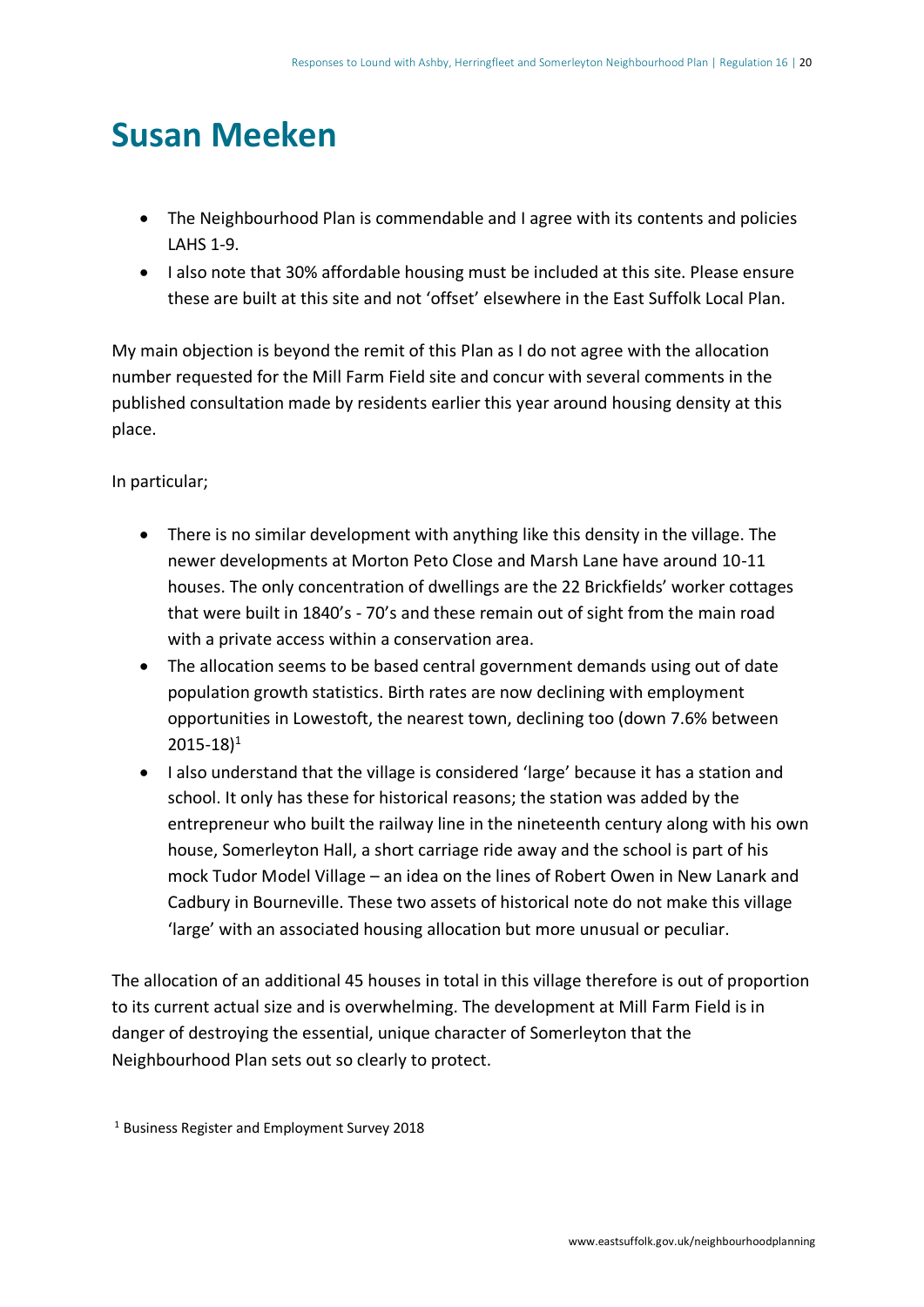# Susan Meeken

- The Neighbourhood Plan is commendable and I agree with its contents and policies LAHS 1-9.
- I also note that 30% affordable housing must be included at this site. Please ensure these are built at this site and not 'offset' elsewhere in the East Suffolk Local Plan.

My main objection is beyond the remit of this Plan as I do not agree with the allocation number requested for the Mill Farm Field site and concur with several comments in the published consultation made by residents earlier this year around housing density at this place.

In particular;

- There is no similar development with anything like this density in the village. The newer developments at Morton Peto Close and Marsh Lane have around 10-11 houses. The only concentration of dwellings are the 22 Brickfields' worker cottages that were built in 1840's - 70's and these remain out of sight from the main road with a private access within a conservation area.
- The allocation seems to be based central government demands using out of date population growth statistics. Birth rates are now declining with employment opportunities in Lowestoft, the nearest town, declining too (down 7.6% between 2015-18)[1]
- I also understand that the village is considered 'large' because it has a station and school. It only has these for historical reasons; the station was added by the entrepreneur who built the railway line in the nineteenth century along with his own house, Somerleyton Hall, a short carriage ride away and the school is part of his mock Tudor Model Village – an idea on the lines of Robert Owen in New Lanark and Cadbury in Bourneville. These two assets of historical note do not make this village 'large' with an associated housing allocation but more unusual or peculiar.

The allocation of an additional 45 houses in total in this village therefore is out of proportion to its current actual size and is overwhelming. The development at Mill Farm Field is in danger of destroying the essential, unique character of Somerleyton that the Neighbourhood Plan sets out so clearly to protect.

[1] Business Register and Employment Survey 2018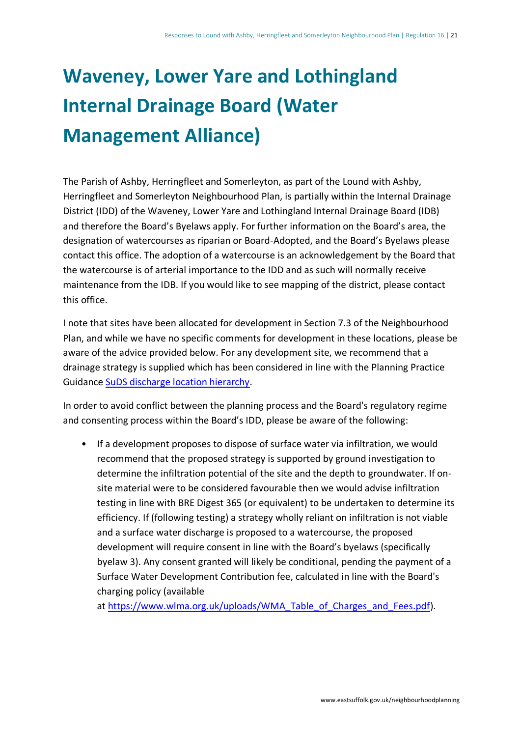# Waveney, Lower Yare and Lothingland Internal Drainage Board (Water Management Alliance)

The Parish of Ashby, Herringfleet and Somerleyton, as part of the Lound with Ashby, Herringfleet and Somerleyton Neighbourhood Plan, is partially within the Internal Drainage District (IDD) of the Waveney, Lower Yare and Lothingland Internal Drainage Board (IDB) and therefore the Board's Byelaws apply. For further information on the Board's area, the designation of watercourses as riparian or Board-Adopted, and the Board's Byelaws please contact this office. The adoption of a watercourse is an acknowledgement by the Board that the watercourse is of arterial importance to the IDD and as such will normally receive maintenance from the IDB. If you would like to see mapping of the district, please contact this office.

I note that sites have been allocated for development in Section 7.3 of the Neighbourhood Plan, and while we have no specific comments for development in these locations, please be aware of the advice provided below. For any development site, we recommend that a drainage strategy is supplied which has been considered in line with the Planning Practice Guidance [SuDS discharge location hierarchy](#).

In order to avoid conflict between the planning process and the Board's regulatory regime and consenting process within the Board's IDD, please be aware of the following:

- If a development proposes to dispose of surface water via infiltration, we would recommend that the proposed strategy is supported by ground investigation to determine the infiltration potential of the site and the depth to groundwater. If on-site material were to be considered favourable then we would advise infiltration testing in line with BRE Digest 365 (or equivalent) to be undertaken to determine its efficiency. If (following testing) a strategy wholly reliant on infiltration is not viable and a surface water discharge is proposed to a watercourse, the proposed development will require consent in line with the Board's byelaws (specifically byelaw 3). Any consent granted will likely be conditional, pending the payment of a Surface Water Development Contribution fee, calculated in line with the Board's charging policy (available at https://www.wlma.org.uk/uploads/WMA_Table_of_Charges_and_Fees.pdf).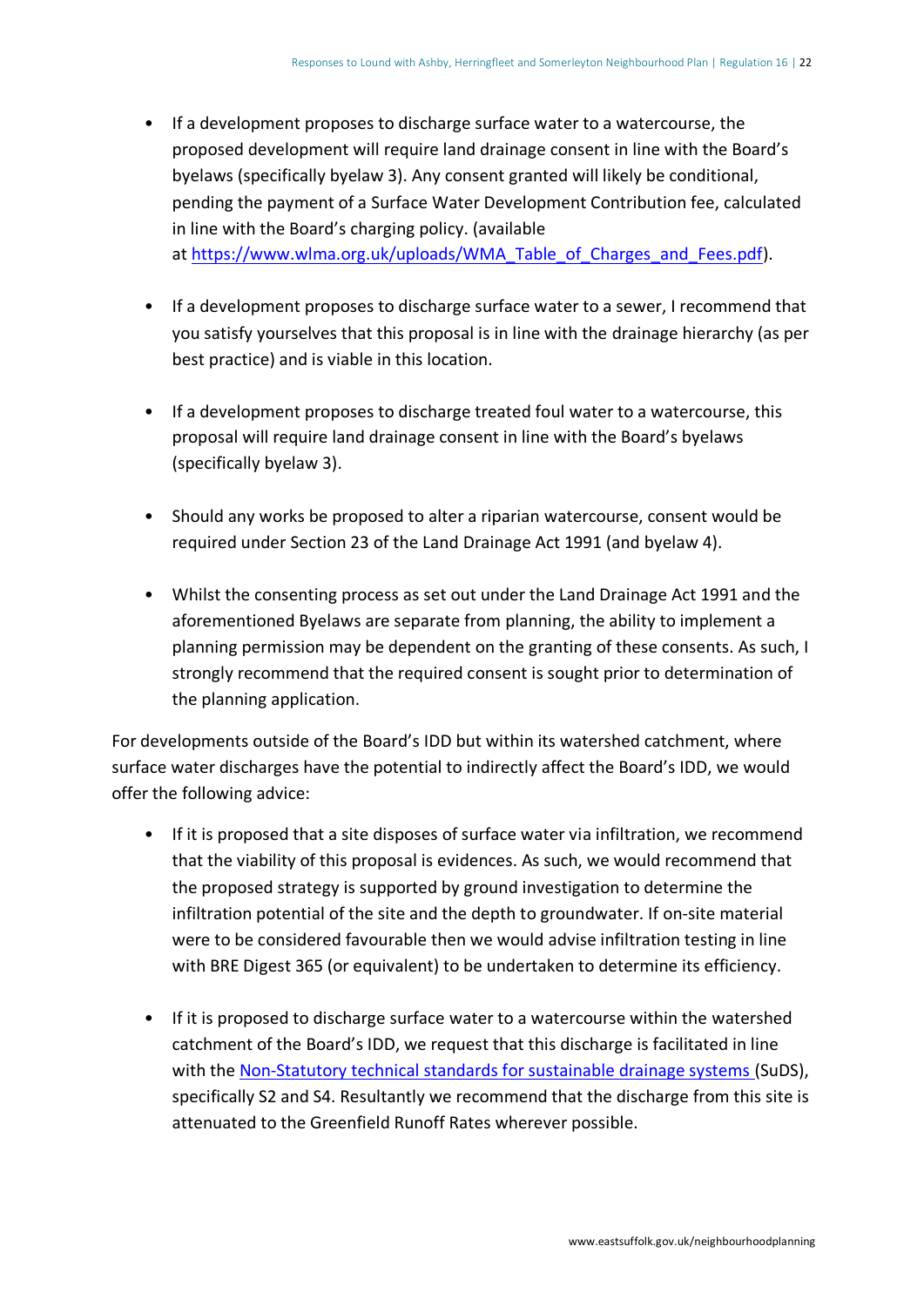- If a development proposes to discharge surface water to a watercourse, the proposed development will require land drainage consent in line with the Board's byelaws (specifically byelaw 3). Any consent granted will likely be conditional, pending the payment of a Surface Water Development Contribution fee, calculated in line with the Board's charging policy. (available at [https://www.wlma.org.uk/uploads/WMA_Table_of_Charges_and_Fees.pdf](https://www.wlma.org.uk/uploads/WMA_Table_of_Charges_and_Fees.pdf)).

- If a development proposes to discharge surface water to a sewer, I recommend that you satisfy yourselves that this proposal is in line with the drainage hierarchy (as per best practice) and is viable in this location.

- If a development proposes to discharge treated foul water to a watercourse, this proposal will require land drainage consent in line with the Board's byelaws (specifically byelaw 3).

- Should any works be proposed to alter a riparian watercourse, consent would be required under Section 23 of the Land Drainage Act 1991 (and byelaw 4).

- Whilst the consenting process as set out under the Land Drainage Act 1991 and the aforementioned Byelaws are separate from planning, the ability to implement a planning permission may be dependent on the granting of these consents. As such, I strongly recommend that the required consent is sought prior to determination of the planning application.

For developments outside of the Board's IDD but within its watershed catchment, where surface water discharges have the potential to indirectly affect the Board's IDD, we would offer the following advice:

- If it is proposed that a site disposes of surface water via infiltration, we recommend that the viability of this proposal is evidences. As such, we would recommend that the proposed strategy is supported by ground investigation to determine the infiltration potential of the site and the depth to groundwater. If on-site material were to be considered favourable then we would advise infiltration testing in line with BRE Digest 365 (or equivalent) to be undertaken to determine its efficiency.

- If it is proposed to discharge surface water to a watercourse within the watershed catchment of the Board's IDD, we request that this discharge is facilitated in line with the Non-Statutory technical standards for sustainable drainage systems (SuDS), specifically S2 and S4. Resultantly we recommend that the discharge from this site is attenuated to the Greenfield Runoff Rates wherever possible.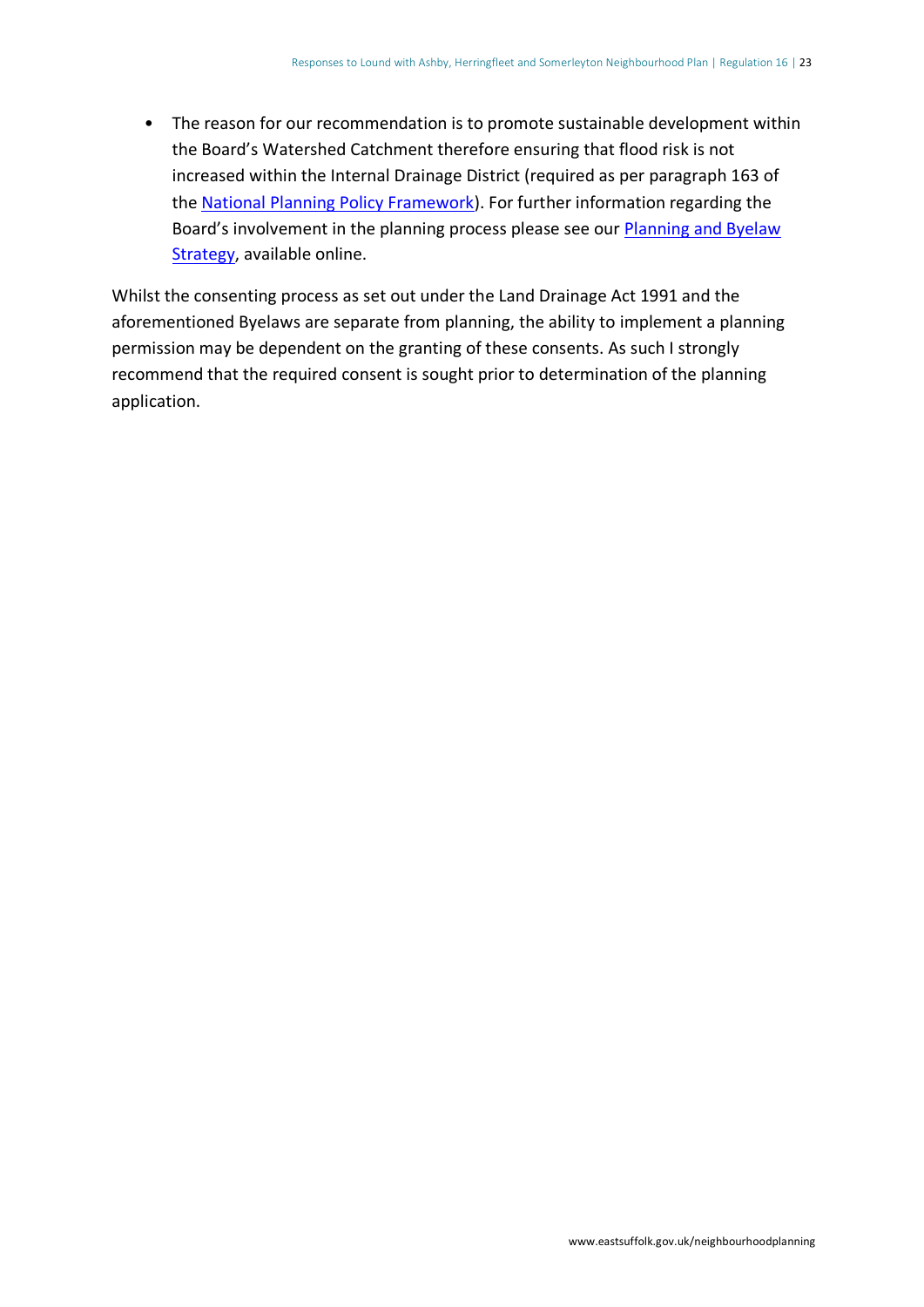- The reason for our recommendation is to promote sustainable development within the Board's Watershed Catchment therefore ensuring that flood risk is not increased within the Internal Drainage District (required as per paragraph 163 of the National Planning Policy Framework). For further information regarding the Board's involvement in the planning process please see our Planning and Byelaw Strategy, available online.

Whilst the consenting process as set out under the Land Drainage Act 1991 and the aforementioned Byelaws are separate from planning, the ability to implement a planning permission may be dependent on the granting of these consents. As such I strongly recommend that the required consent is sought prior to determination of the planning application.